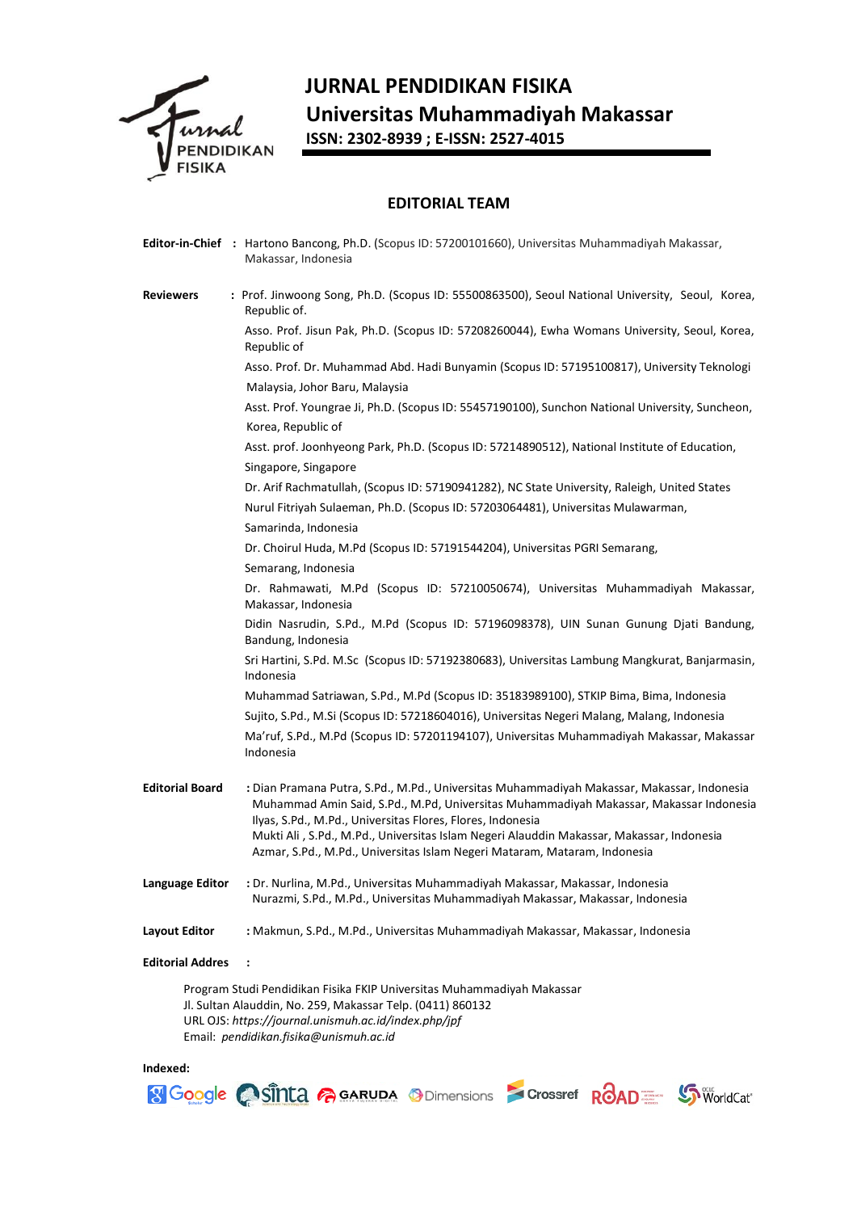# JURNAL PENDIDIKAN FISIKA
## Universitas Muhammadiyah Makassar
**ISSN: 2302-8939 ; E-ISSN: 2527-4015**

## EDITORIAL TEAM

**Editor-in-Chief** : Hartono Bancong, Ph.D. (Scopus ID: 57200101660), Universitas Muhammadiyah Makassar, Makassar, Indonesia

**Reviewers** :
- Prof. Jinwoong Song, Ph.D. (Scopus ID: 55500863500), Seoul National University, Seoul, Korea, Republic of.
- Asso. Prof. Jisun Pak, Ph.D. (Scopus ID: 57208260044), Ewha Womans University, Seoul, Korea, Republic of
- Asso. Prof. Dr. Muhammad Abd. Hadi Bunyamin (Scopus ID: 57195100817), University Teknologi Malaysia, Johor Baru, Malaysia
- Asst. Prof. Youngrae Ji, Ph.D. (Scopus ID: 55457190100), Sunchon National University, Suncheon, Korea, Republic of
- Asst. prof. Joonhyeong Park, Ph.D. (Scopus ID: 57214890512), National Institute of Education, Singapore, Singapore
- Dr. Arif Rachmatullah, (Scopus ID: 57190941282), NC State University, Raleigh, United States
- Nurul Fitriyah Sulaeman, Ph.D. (Scopus ID: 57203064481), Universitas Mulawarman, Samarinda, Indonesia
- Dr. Choirul Huda, M.Pd (Scopus ID: 57191544204), Universitas PGRI Semarang, Semarang, Indonesia
- Dr. Rahmawati, M.Pd (Scopus ID: 57210050674), Universitas Muhammadiyah Makassar, Makassar, Indonesia
- Didin Nasrudin, S.Pd., M.Pd (Scopus ID: 57196098378), UIN Sunan Gunung Djati Bandung, Bandung, Indonesia
- Sri Hartini, S.Pd. M.Sc (Scopus ID: 57192380683), Universitas Lambung Mangkurat, Banjarmasin, Indonesia
- Muhammad Satriawan, S.Pd., M.Pd (Scopus ID: 35183989100), STKIP Bima, Bima, Indonesia
- Sujito, S.Pd., M.Si (Scopus ID: 57218604016), Universitas Negeri Malang, Malang, Indonesia
- Ma'ruf, S.Pd., M.Pd (Scopus ID: 57201194107), Universitas Muhammadiyah Makassar, Makassar Indonesia

**Editorial Board** :
- Dian Pramana Putra, S.Pd., M.Pd., Universitas Muhammadiyah Makassar, Makassar, Indonesia
- Muhammad Amin Said, S.Pd., M.Pd, Universitas Muhammadiyah Makassar, Makassar Indonesia
- Ilyas, S.Pd., M.Pd., Universitas Flores, Flores, Indonesia
- Mukti Ali , S.Pd., M.Pd., Universitas Islam Negeri Alauddin Makassar, Makassar, Indonesia
- Azmar, S.Pd., M.Pd., Universitas Islam Negeri Mataram, Mataram, Indonesia

**Language Editor** :
- Dr. Nurlina, M.Pd., Universitas Muhammadiyah Makassar, Makassar, Indonesia
- Nurazmi, S.Pd., M.Pd., Universitas Muhammadiyah Makassar, Makassar, Indonesia

**Layout Editor** : Makmun, S.Pd., M.Pd., Universitas Muhammadiyah Makassar, Makassar, Indonesia

**Editorial Addres** :

Program Studi Pendidikan Fisika FKIP Universitas Muhammadiyah Makassar
Jl. Sultan Alauddin, No. 259, Makassar Telp. (0411) 860132
URL OJS: *https://journal.unismuh.ac.id/index.php/jpf*
Email: *pendidikan.fisika@unismuh.ac.id*

**Indexed:**

Google Scholar, Sinta, Garuda, Dimensions, Crossref, ROAD, WorldCat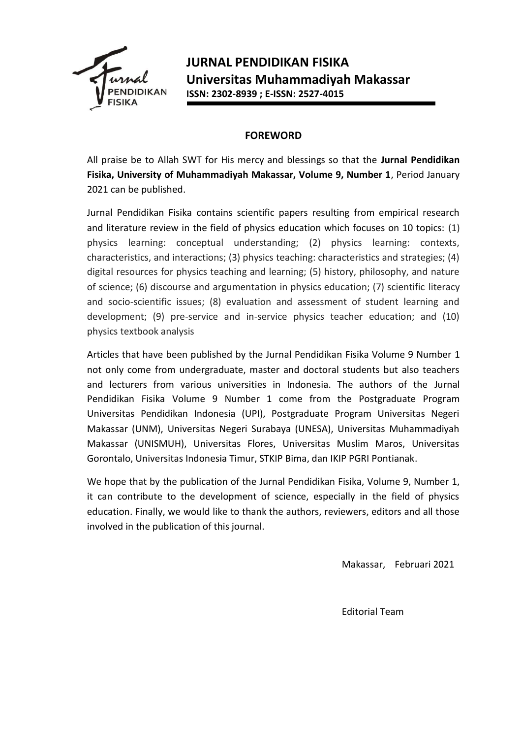**JURNAL PENDIDIKAN FISIKA**
**Universitas Muhammadiyah Makassar**
**ISSN: 2302-8939 ; E-ISSN: 2527-4015**

## FOREWORD

All praise be to Allah SWT for His mercy and blessings so that the **Jurnal Pendidikan Fisika, University of Muhammadiyah Makassar, Volume 9, Number 1**, Period January 2021 can be published.

Jurnal Pendidikan Fisika contains scientific papers resulting from empirical research and literature review in the field of physics education which focuses on 10 topics: (1) physics learning: conceptual understanding; (2) physics learning: contexts, characteristics, and interactions; (3) physics teaching: characteristics and strategies; (4) digital resources for physics teaching and learning; (5) history, philosophy, and nature of science; (6) discourse and argumentation in physics education; (7) scientific literacy and socio-scientific issues; (8) evaluation and assessment of student learning and development; (9) pre-service and in-service physics teacher education; and (10) physics textbook analysis

Articles that have been published by the Jurnal Pendidikan Fisika Volume 9 Number 1 not only come from undergraduate, master and doctoral students but also teachers and lecturers from various universities in Indonesia. The authors of the Jurnal Pendidikan Fisika Volume 9 Number 1 come from the Postgraduate Program Universitas Pendidikan Indonesia (UPI), Postgraduate Program Universitas Negeri Makassar (UNM), Universitas Negeri Surabaya (UNESA), Universitas Muhammadiyah Makassar (UNISMUH), Universitas Flores, Universitas Muslim Maros, Universitas Gorontalo, Universitas Indonesia Timur, STKIP Bima, dan IKIP PGRI Pontianak.

We hope that by the publication of the Jurnal Pendidikan Fisika, Volume 9, Number 1, it can contribute to the development of science, especially in the field of physics education. Finally, we would like to thank the authors, reviewers, editors and all those involved in the publication of this journal.

Makassar, Februari 2021

Editorial Team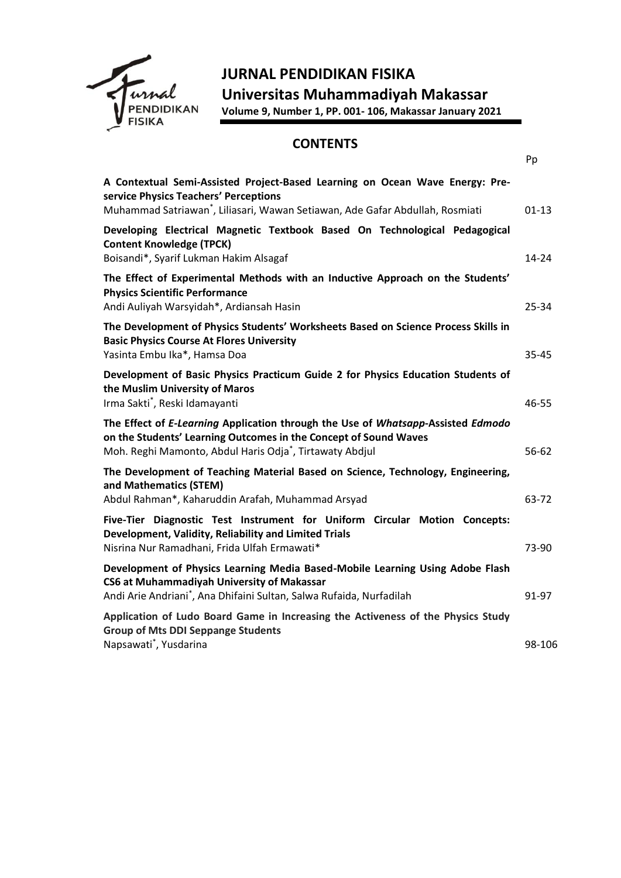# JURNAL PENDIDIKAN FISIKA

## Universitas Muhammadiyah Makassar

**Volume 9, Number 1, PP. 001- 106, Makassar January 2021**

## CONTENTS

| | Pp |
|---|---|
| **A Contextual Semi-Assisted Project-Based Learning on Ocean Wave Energy: Pre-service Physics Teachers' Perceptions**<br>Muhammad Satriawan*, Liliasari, Wawan Setiawan, Ade Gafar Abdullah, Rosmiati | 01-13 |
| **Developing Electrical Magnetic Textbook Based On Technological Pedagogical Content Knowledge (TPCK)**<br>Boisandi*, Syarif Lukman Hakim Alsagaf | 14-24 |
| **The Effect of Experimental Methods with an Inductive Approach on the Students' Physics Scientific Performance**<br>Andi Auliyah Warsyidah*, Ardiansah Hasin | 25-34 |
| **The Development of Physics Students' Worksheets Based on Science Process Skills in Basic Physics Course At Flores University**<br>Yasinta Embu Ika*, Hamsa Doa | 35-45 |
| **Development of Basic Physics Practicum Guide 2 for Physics Education Students of the Muslim University of Maros**<br>Irma Sakti*, Reski Idamayanti | 46-55 |
| **The Effect of *E-Learning* Application through the Use of *Whatsapp*-Assisted *Edmodo* on the Students' Learning Outcomes in the Concept of Sound Waves**<br>Moh. Reghi Mamonto, Abdul Haris Odja*, Tirtawaty Abdjul | 56-62 |
| **The Development of Teaching Material Based on Science, Technology, Engineering, and Mathematics (STEM)**<br>Abdul Rahman*, Kaharuddin Arafah, Muhammad Arsyad | 63-72 |
| **Five-Tier Diagnostic Test Instrument for Uniform Circular Motion Concepts: Development, Validity, Reliability and Limited Trials**<br>Nisrina Nur Ramadhani, Frida Ulfah Ermawati* | 73-90 |
| **Development of Physics Learning Media Based-Mobile Learning Using Adobe Flash CS6 at Muhammadiyah University of Makassar**<br>Andi Arie Andriani*, Ana Dhifaini Sultan, Salwa Rufaida, Nurfadilah | 91-97 |
| **Application of Ludo Board Game in Increasing the Activeness of the Physics Study Group of Mts DDI Seppange Students**<br>Napsawati*, Yusdarina | 98-106 |